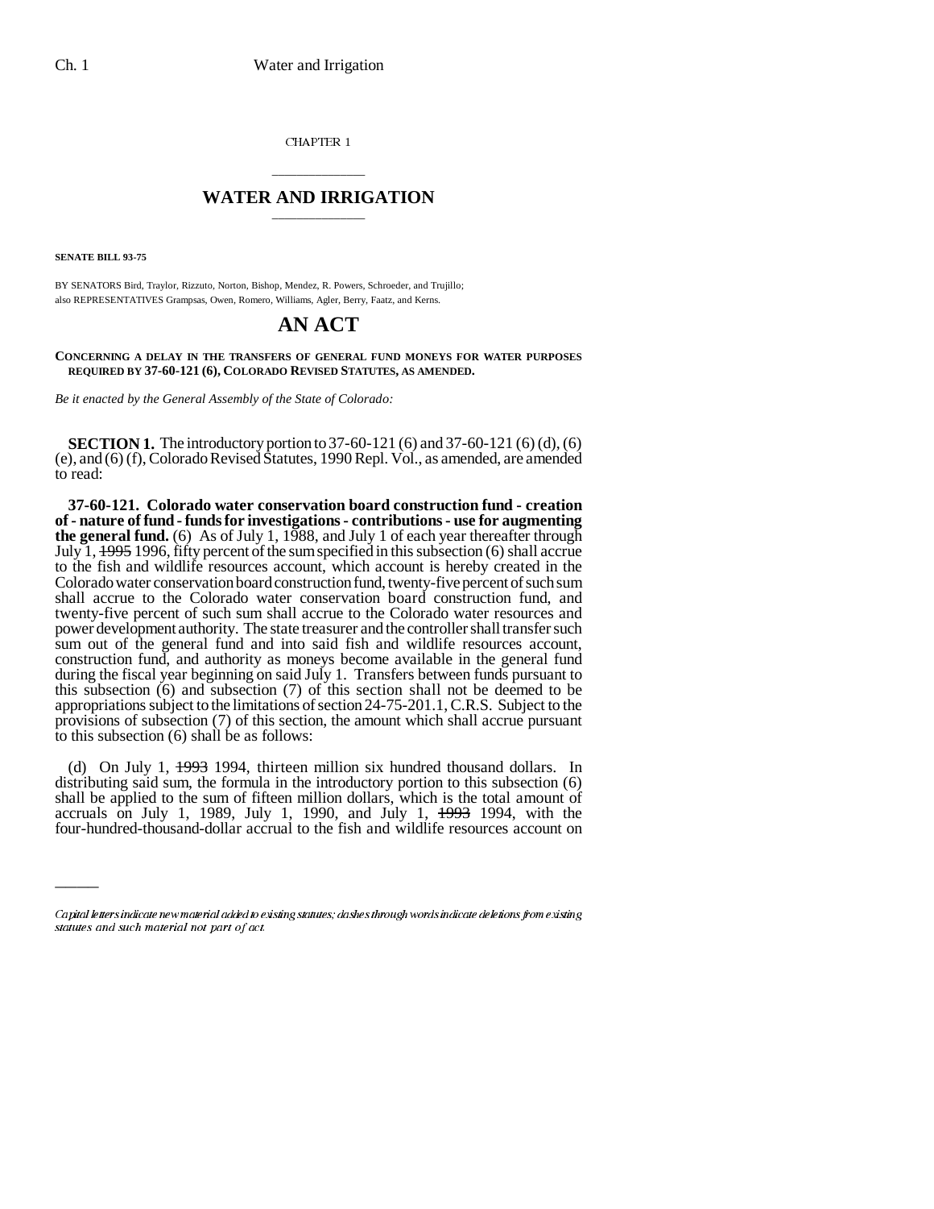CHAPTER 1

# WATER AND IRRIGATION

**SENATE BILL 93-75**

BY SENATORS Bird, Traylor, Rizzuto, Norton, Bishop, Mendez, R. Powers, Schroeder, and Trujillo; also REPRESENTATIVES Grampsas, Owen, Romero, Williams, Agler, Berry, Faatz, and Kerns.

# AN ACT

**CONCERNING A DELAY IN THE TRANSFERS OF GENERAL FUND MONEYS FOR WATER PURPOSES REQUIRED BY 37-60-121 (6), COLORADO REVISED STATUTES, AS AMENDED.**

*Be it enacted by the General Assembly of the State of Colorado:*

**SECTION 1.** The introductory portion to 37-60-121 (6) and 37-60-121 (6) (d), (6) (e), and (6) (f), Colorado Revised Statutes, 1990 Repl. Vol., as amended, are amended to read:

**37-60-121. Colorado water conservation board construction fund - creation of - nature of fund - funds for investigations - contributions - use for augmenting the general fund.** (6) As of July 1, 1988, and July 1 of each year thereafter through July 1, ~~1995~~ 1996, fifty percent of the sum specified in this subsection (6) shall accrue to the fish and wildlife resources account, which account is hereby created in the Colorado water conservation board construction fund, twenty-five percent of such sum shall accrue to the Colorado water conservation board construction fund, and twenty-five percent of such sum shall accrue to the Colorado water resources and power development authority. The state treasurer and the controller shall transfer such sum out of the general fund and into said fish and wildlife resources account, construction fund, and authority as moneys become available in the general fund during the fiscal year beginning on said July 1. Transfers between funds pursuant to this subsection (6) and subsection (7) of this section shall not be deemed to be appropriations subject to the limitations of section 24-75-201.1, C.R.S. Subject to the provisions of subsection (7) of this section, the amount which shall accrue pursuant to this subsection (6) shall be as follows:

(d) On July 1, ~~1993~~ 1994, thirteen million six hundred thousand dollars. In distributing said sum, the formula in the introductory portion to this subsection (6) shall be applied to the sum of fifteen million dollars, which is the total amount of accruals on July 1, 1989, July 1, 1990, and July 1, ~~1993~~ 1994, with the four-hundred-thousand-dollar accrual to the fish and wildlife resources account on

*Capital letters indicate new material added to existing statutes; dashes through words indicate deletions from existing statutes and such material not part of act.*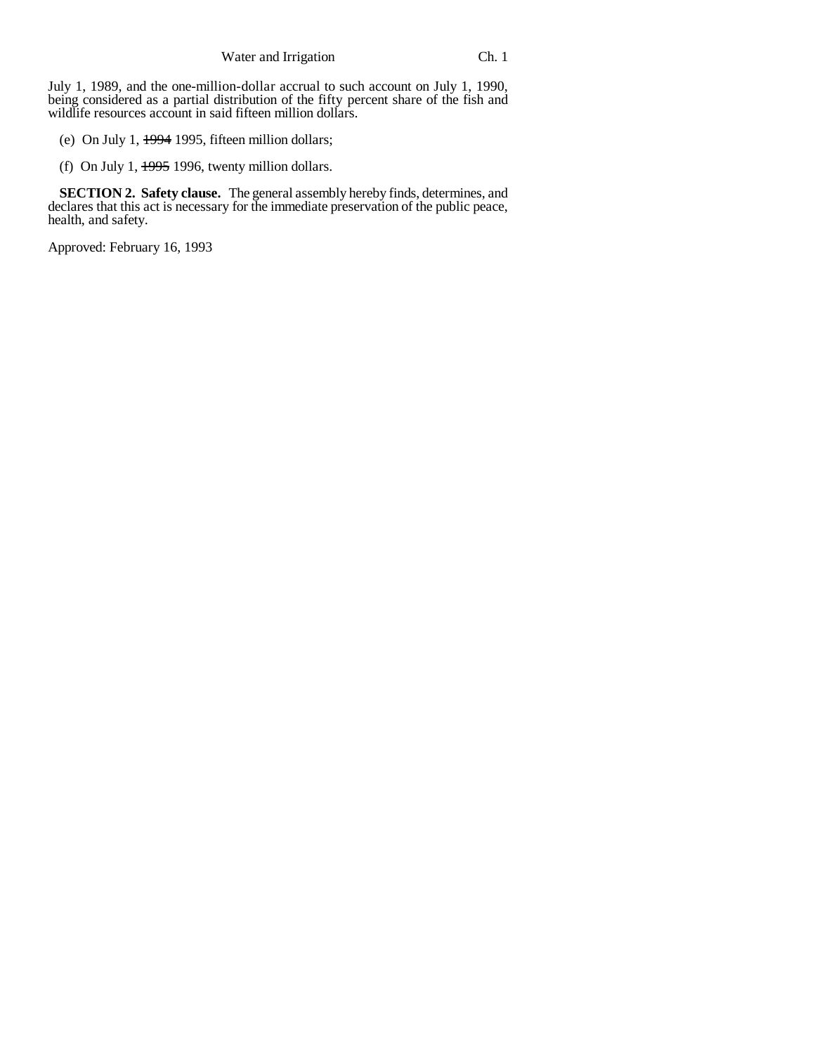July 1, 1989, and the one-million-dollar accrual to such account on July 1, 1990, being considered as a partial distribution of the fifty percent share of the fish and wildlife resources account in said fifteen million dollars.

(e) On July 1, ~~1994~~ 1995, fifteen million dollars;

(f) On July 1, ~~1995~~ 1996, twenty million dollars.

**SECTION 2. Safety clause.** The general assembly hereby finds, determines, and declares that this act is necessary for the immediate preservation of the public peace, health, and safety.

Approved: February 16, 1993